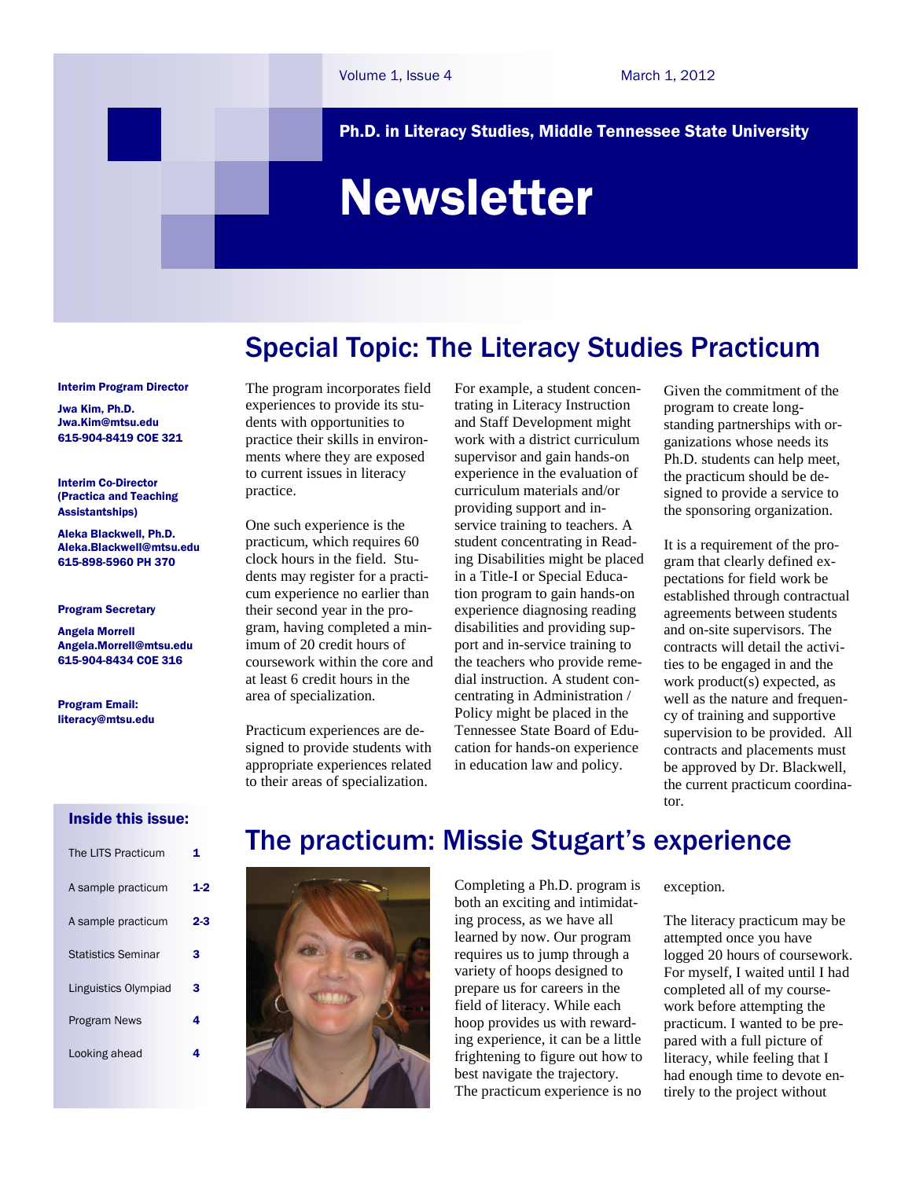Volume 1, Issue 4 March 1, 2012

**Ph.D. in Literacy Studies, Middle Tennessee State University**

# Newsletter

**Interim Program Director**

**Jwa Kim, Ph.D.**
**Jwa.Kim@mtsu.edu**
**615-904-8419 COE 321**

**Interim Co-Director (Practica and Teaching Assistantships)**

**Aleka Blackwell, Ph.D.**
**Aleka.Blackwell@mtsu.edu**
**615-898-5960 PH 370**

**Program Secretary**

**Angela Morrell**
**Angela.Morrell@mtsu.edu**
**615-904-8434 COE 316**

**Program Email:**
**literacy@mtsu.edu**

**Inside this issue:**

| | |
|---|---|
| The LITS Practicum | 1 |
| A sample practicum | 1-2 |
| A sample practicum | 2-3 |
| Statistics Seminar | 3 |
| Linguistics Olympiad | 3 |
| Program News | 4 |
| Looking ahead | 4 |

## Special Topic: The Literacy Studies Practicum

The program incorporates field experiences to provide its students with opportunities to practice their skills in environments where they are exposed to current issues in literacy practice.

One such experience is the practicum, which requires 60 clock hours in the field. Students may register for a practicum experience no earlier than their second year in the program, having completed a minimum of 20 credit hours of coursework within the core and at least 6 credit hours in the area of specialization.

Practicum experiences are designed to provide students with appropriate experiences related to their areas of specialization.

For example, a student concentrating in Literacy Instruction and Staff Development might work with a district curriculum supervisor and gain hands-on experience in the evaluation of curriculum materials and/or providing support and in-service training to teachers. A student concentrating in Reading Disabilities might be placed in a Title-I or Special Education program to gain hands-on experience diagnosing reading disabilities and providing support and in-service training to the teachers who provide remedial instruction. A student concentrating in Administration / Policy might be placed in the Tennessee State Board of Education for hands-on experience in education law and policy.

Given the commitment of the program to create long-standing partnerships with organizations whose needs its Ph.D. students can help meet, the practicum should be designed to provide a service to the sponsoring organization.

It is a requirement of the program that clearly defined expectations for field work be established through contractual agreements between students and on-site supervisors. The contracts will detail the activities to be engaged in and the work product(s) expected, as well as the nature and frequency of training and supportive supervision to be provided. All contracts and placements must be approved by Dr. Blackwell, the current practicum coordinator.

## The practicum: Missie Stugart's experience

Completing a Ph.D. program is both an exciting and intimidating process, as we have all learned by now. Our program requires us to jump through a variety of hoops designed to prepare us for careers in the field of literacy. While each hoop provides us with rewarding experience, it can be a little frightening to figure out how to best navigate the trajectory. The practicum experience is no exception.

The literacy practicum may be attempted once you have logged 20 hours of coursework. For myself, I waited until I had completed all of my coursework before attempting the practicum. I wanted to be prepared with a full picture of literacy, while feeling that I had enough time to devote entirely to the project without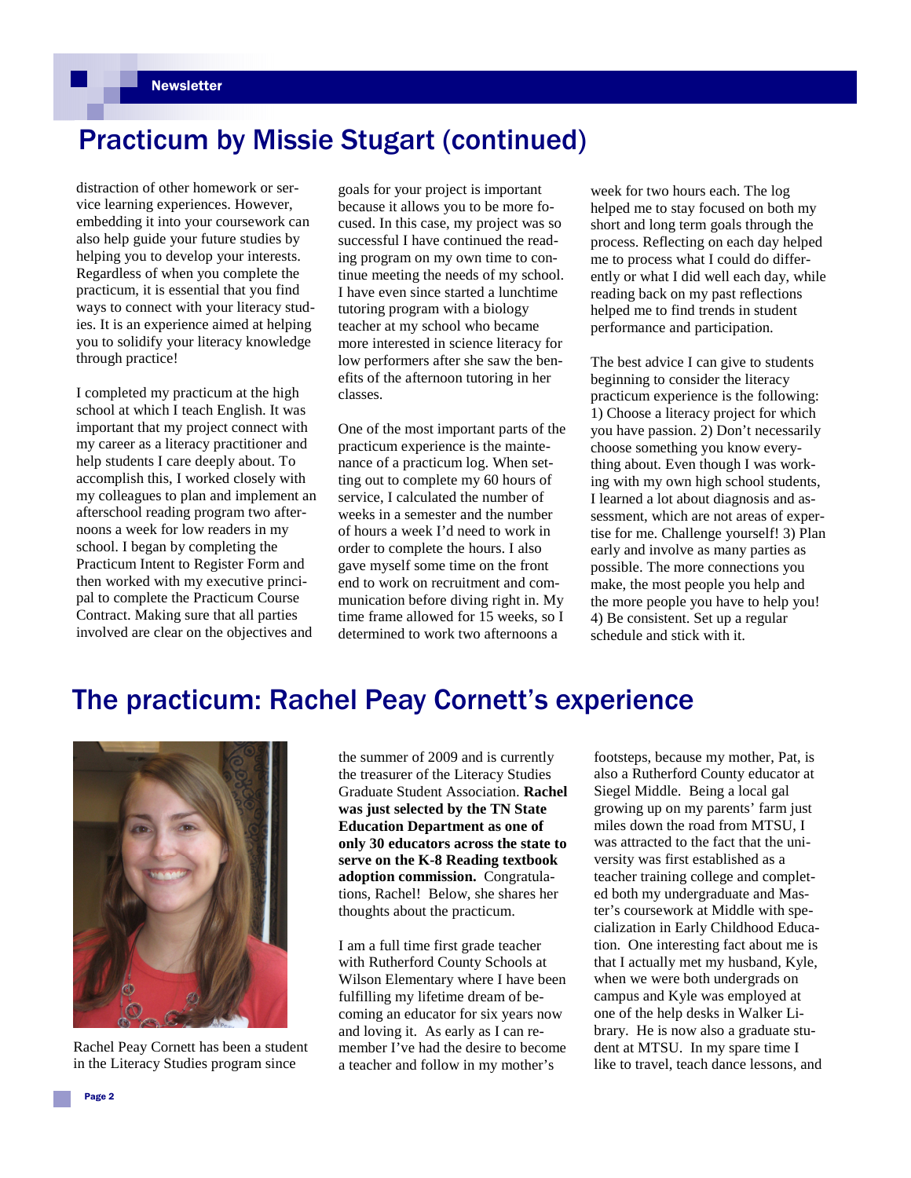# Practicum by Missie Stugart (continued)

distraction of other homework or service learning experiences. However, embedding it into your coursework can also help guide your future studies by helping you to develop your interests. Regardless of when you complete the practicum, it is essential that you find ways to connect with your literacy studies. It is an experience aimed at helping you to solidify your literacy knowledge through practice!

I completed my practicum at the high school at which I teach English. It was important that my project connect with my career as a literacy practitioner and help students I care deeply about. To accomplish this, I worked closely with my colleagues to plan and implement an afterschool reading program two afternoons a week for low readers in my school. I began by completing the Practicum Intent to Register Form and then worked with my executive principal to complete the Practicum Course Contract. Making sure that all parties involved are clear on the objectives and goals for your project is important because it allows you to be more focused. In this case, my project was so successful I have continued the reading program on my own time to continue meeting the needs of my school. I have even since started a lunchtime tutoring program with a biology teacher at my school who became more interested in science literacy for low performers after she saw the benefits of the afternoon tutoring in her classes.

One of the most important parts of the practicum experience is the maintenance of a practicum log. When setting out to complete my 60 hours of service, I calculated the number of weeks in a semester and the number of hours a week I'd need to work in order to complete the hours. I also gave myself some time on the front end to work on recruitment and communication before diving right in. My time frame allowed for 15 weeks, so I determined to work two afternoons a week for two hours each. The log helped me to stay focused on both my short and long term goals through the process. Reflecting on each day helped me to process what I could do differently or what I did well each day, while reading back on my past reflections helped me to find trends in student performance and participation.

The best advice I can give to students beginning to consider the literacy practicum experience is the following: 1) Choose a literacy project for which you have passion. 2) Don't necessarily choose something you know everything about. Even though I was working with my own high school students, I learned a lot about diagnosis and assessment, which are not areas of expertise for me. Challenge yourself! 3) Plan early and involve as many parties as possible. The more connections you make, the most people you help and the more people you have to help you! 4) Be consistent. Set up a regular schedule and stick with it.

# The practicum: Rachel Peay Cornett's experience

Rachel Peay Cornett has been a student in the Literacy Studies program since the summer of 2009 and is currently the treasurer of the Literacy Studies Graduate Student Association. **Rachel was just selected by the TN State Education Department as one of only 30 educators across the state to serve on the K-8 Reading textbook adoption commission.** Congratulations, Rachel! Below, she shares her thoughts about the practicum.

I am a full time first grade teacher with Rutherford County Schools at Wilson Elementary where I have been fulfilling my lifetime dream of becoming an educator for six years now and loving it. As early as I can remember I've had the desire to become a teacher and follow in my mother's footsteps, because my mother, Pat, is also a Rutherford County educator at Siegel Middle. Being a local gal growing up on my parents' farm just miles down the road from MTSU, I was attracted to the fact that the university was first established as a teacher training college and completed both my undergraduate and Master's coursework at Middle with specialization in Early Childhood Education. One interesting fact about me is that I actually met my husband, Kyle, when we were both undergrads on campus and Kyle was employed at one of the help desks in Walker Library. He is now also a graduate student at MTSU. In my spare time I like to travel, teach dance lessons, and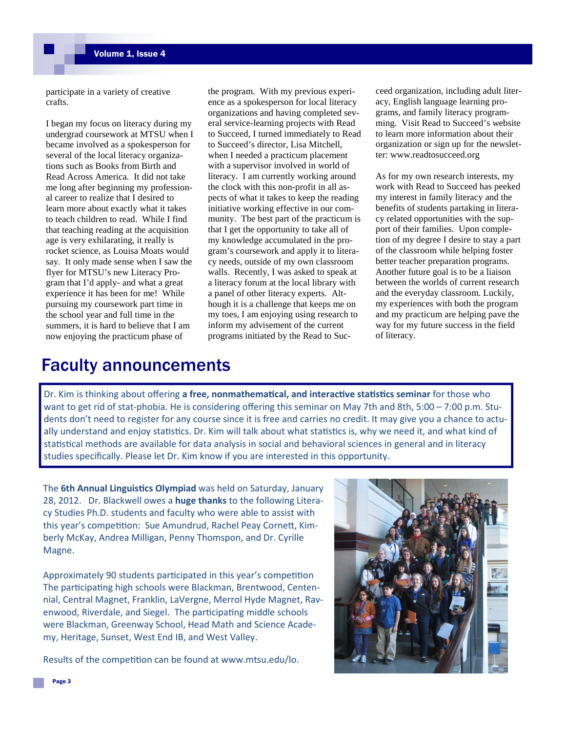participate in a variety of creative crafts.

I began my focus on literacy during my undergrad coursework at MTSU when I became involved as a spokesperson for several of the local literacy organizations such as Books from Birth and Read Across America. It did not take me long after beginning my professional career to realize that I desired to learn more about exactly what it takes to teach children to read. While I find that teaching reading at the acquisition age is very exhilarating, it really is rocket science, as Louisa Moats would say. It only made sense when I saw the flyer for MTSU's new Literacy Program that I'd apply- and what a great experience it has been for me! While pursuing my coursework part time in the school year and full time in the summers, it is hard to believe that I am now enjoying the practicum phase of the program. With my previous experience as a spokesperson for local literacy organizations and having completed several service-learning projects with Read to Succeed, I turned immediately to Read to Succeed's director, Lisa Mitchell, when I needed a practicum placement with a supervisor involved in world of literacy. I am currently working around the clock with this non-profit in all aspects of what it takes to keep the reading initiative working effective in our community. The best part of the practicum is that I get the opportunity to take all of my knowledge accumulated in the program's coursework and apply it to literacy needs, outside of my own classroom walls. Recently, I was asked to speak at a literacy forum at the local library with a panel of other literacy experts. Although it is a challenge that keeps me on my toes, I am enjoying using research to inform my advisement of the current programs initiated by the Read to Succeed organization, including adult literacy, English language learning programs, and family literacy programming. Visit Read to Succeed's website to learn more information about their organization or sign up for the newsletter: www.readtosucceed.org

As for my own research interests, my work with Read to Succeed has peeked my interest in family literacy and the benefits of students partaking in literacy related opportunities with the support of their families. Upon completion of my degree I desire to stay a part of the classroom while helping foster better teacher preparation programs. Another future goal is to be a liaison between the worlds of current research and the everyday classroom. Luckily, my experiences with both the program and my practicum are helping pave the way for my future success in the field of literacy.

# Faculty announcements

Dr. Kim is thinking about offering **a free, nonmathematical, and interactive statistics seminar** for those who want to get rid of stat-phobia. He is considering offering this seminar on May 7th and 8th, 5:00 – 7:00 p.m. Students don't need to register for any course since it is free and carries no credit. It may give you a chance to actually understand and enjoy statistics. Dr. Kim will talk about what statistics is, why we need it, and what kind of statistical methods are available for data analysis in social and behavioral sciences in general and in literacy studies specifically. Please let Dr. Kim know if you are interested in this opportunity.

The **6th Annual Linguistics Olympiad** was held on Saturday, January 28, 2012. Dr. Blackwell owes a **huge thanks** to the following Literacy Studies Ph.D. students and faculty who were able to assist with this year's competition: Sue Amundrud, Rachel Peay Cornett, Kimberly McKay, Andrea Milligan, Penny Thompson, and Dr. Cyrille Magne.

Approximately 90 students participated in this year's competition The participating high schools were Blackman, Brentwood, Centennial, Central Magnet, Franklin, LaVergne, Merrol Hyde Magnet, Ravenwood, Riverdale, and Siegel. The participating middle schools were Blackman, Greenway School, Head Math and Science Academy, Heritage, Sunset, West End IB, and West Valley.

Results of the competition can be found at www.mtsu.edu/lo.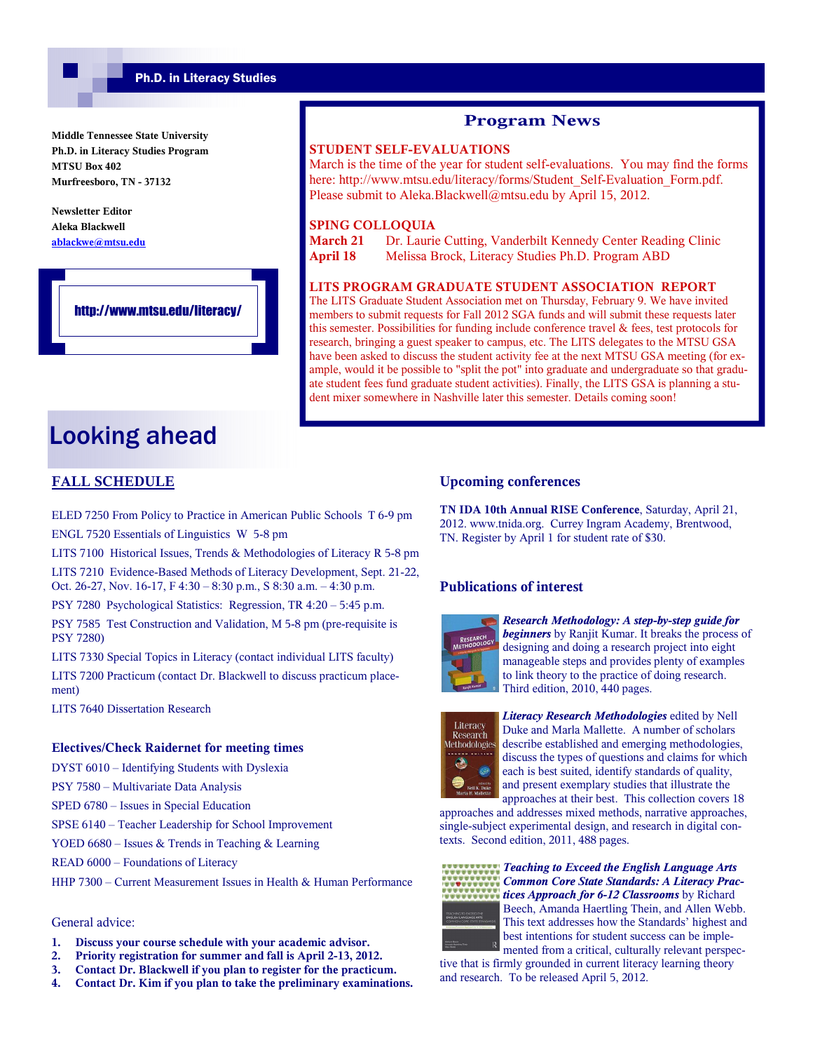## Ph.D. in Literacy Studies

**Middle Tennessee State University**
**Ph.D. in Literacy Studies Program**
**MTSU Box 402**
**Murfreesboro, TN - 37132**

**Newsletter Editor**
**Aleka Blackwell**
**ablackwe@mtsu.edu**

**http://www.mtsu.edu/literacy/**

## Program News

**STUDENT SELF-EVALUATIONS**

March is the time of the year for student self-evaluations. You may find the forms here: http://www.mtsu.edu/literacy/forms/Student_Self-Evaluation_Form.pdf. Please submit to Aleka.Blackwell@mtsu.edu by April 15, 2012.

**SPING COLLOQUIA**

**March 21** Dr. Laurie Cutting, Vanderbilt Kennedy Center Reading Clinic
**April 18** Melissa Brock, Literacy Studies Ph.D. Program ABD

**LITS PROGRAM GRADUATE STUDENT ASSOCIATION REPORT**

The LITS Graduate Student Association met on Thursday, February 9. We have invited members to submit requests for Fall 2012 SGA funds and will submit these requests later this semester. Possibilities for funding include conference travel & fees, test protocols for research, bringing a guest speaker to campus, etc. The LITS delegates to the MTSU GSA have been asked to discuss the student activity fee at the next MTSU GSA meeting (for example, would it be possible to "split the pot" into graduate and undergraduate so that graduate student fees fund graduate student activities). Finally, the LITS GSA is planning a student mixer somewhere in Nashville later this semester. Details coming soon!

# Looking ahead

### FALL SCHEDULE

ELED 7250 From Policy to Practice in American Public Schools T 6-9 pm

ENGL 7520 Essentials of Linguistics W 5-8 pm

LITS 7100 Historical Issues, Trends & Methodologies of Literacy R 5-8 pm

LITS 7210 Evidence-Based Methods of Literacy Development, Sept. 21-22, Oct. 26-27, Nov. 16-17, F 4:30 – 8:30 p.m., S 8:30 a.m. – 4:30 p.m.

PSY 7280 Psychological Statistics: Regression, TR 4:20 – 5:45 p.m.

PSY 7585 Test Construction and Validation, M 5-8 pm (pre-requisite is PSY 7280)

LITS 7330 Special Topics in Literacy (contact individual LITS faculty)

LITS 7200 Practicum (contact Dr. Blackwell to discuss practicum placement)

LITS 7640 Dissertation Research

### Electives/Check Raidernet for meeting times

DYST 6010 – Identifying Students with Dyslexia

PSY 7580 – Multivariate Data Analysis

SPED 6780 – Issues in Special Education

SPSE 6140 – Teacher Leadership for School Improvement

YOED 6680 – Issues & Trends in Teaching & Learning

READ 6000 – Foundations of Literacy

HHP 7300 – Current Measurement Issues in Health & Human Performance

General advice:

1. **Discuss your course schedule with your academic advisor.**
2. **Priority registration for summer and fall is April 2-13, 2012.**
3. **Contact Dr. Blackwell if you plan to register for the practicum.**
4. **Contact Dr. Kim if you plan to take the preliminary examinations.**

### Upcoming conferences

**TN IDA 10th Annual RISE Conference**, Saturday, April 21, 2012. www.tnida.org. Currey Ingram Academy, Brentwood, TN. Register by April 1 for student rate of $30.

### Publications of interest

***Research Methodology: A step-by-step guide for beginners*** by Ranjit Kumar. It breaks the process of designing and doing a research project into eight manageable steps and provides plenty of examples to link theory to the practice of doing research. Third edition, 2010, 440 pages.

***Literacy Research Methodologies*** edited by Nell Duke and Marla Mallette. A number of scholars describe established and emerging methodologies, discuss the types of questions and claims for which each is best suited, identify standards of quality, and present exemplary studies that illustrate the approaches at their best. This collection covers 18 approaches and addresses mixed methods, narrative approaches, single-subject experimental design, and research in digital contexts. Second edition, 2011, 488 pages.

***Teaching to Exceed the English Language Arts Common Core State Standards: A Literacy Practices Approach for 6-12 Classrooms*** by Richard Beech, Amanda Haertling Thein, and Allen Webb. This text addresses how the Standards' highest and best intentions for student success can be implemented from a critical, culturally relevant perspective that is firmly grounded in current literacy learning theory and research. To be released April 5, 2012.